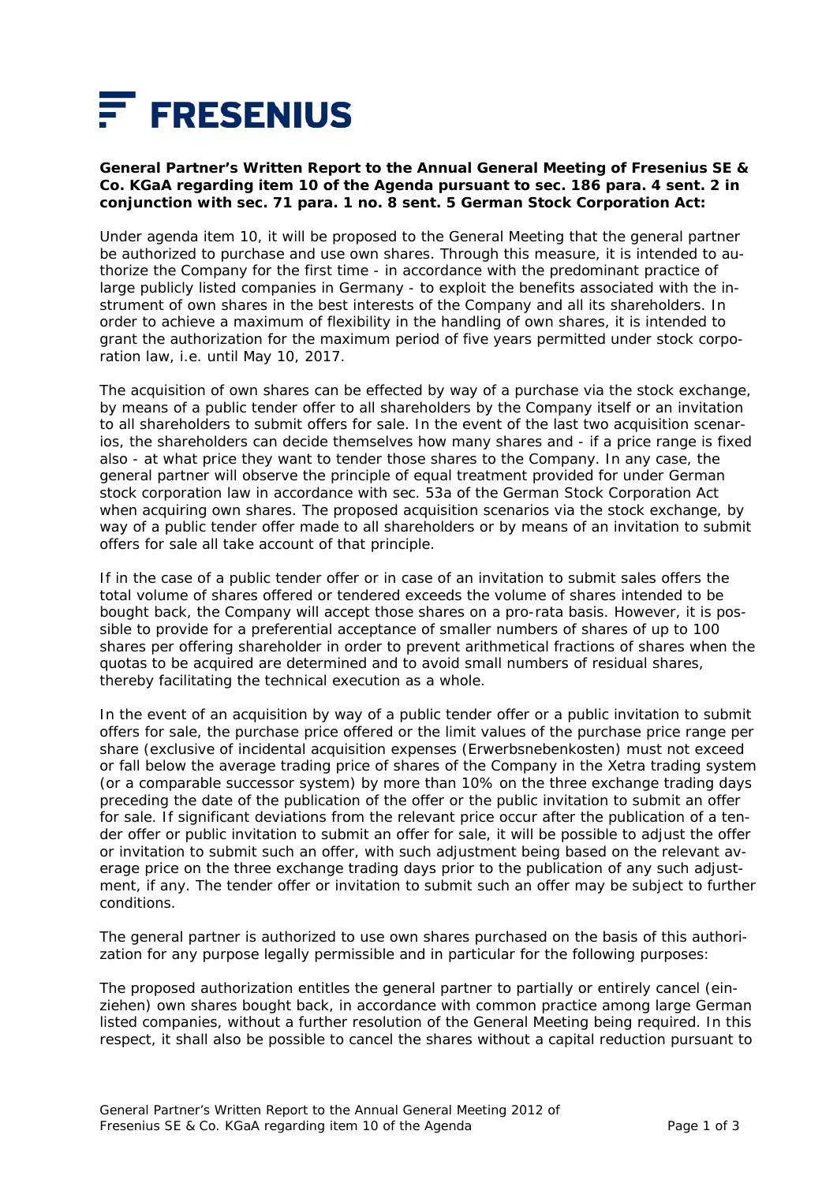# FRESENIUS

**General Partner's Written Report to the Annual General Meeting of Fresenius SE & Co. KGaA regarding item 10 of the Agenda pursuant to sec. 186 para. 4 sent. 2 in conjunction with sec. 71 para. 1 no. 8 sent. 5 German Stock Corporation Act:**

Under agenda item 10, it will be proposed to the General Meeting that the general partner be authorized to purchase and use own shares. Through this measure, it is intended to authorize the Company for the first time - in accordance with the predominant practice of large publicly listed companies in Germany - to exploit the benefits associated with the instrument of own shares in the best interests of the Company and all its shareholders. In order to achieve a maximum of flexibility in the handling of own shares, it is intended to grant the authorization for the maximum period of five years permitted under stock corporation law, i.e. until May 10, 2017.

The acquisition of own shares can be effected by way of a purchase via the stock exchange, by means of a public tender offer to all shareholders by the Company itself or an invitation to all shareholders to submit offers for sale. In the event of the last two acquisition scenarios, the shareholders can decide themselves how many shares and - if a price range is fixed also - at what price they want to tender those shares to the Company. In any case, the general partner will observe the principle of equal treatment provided for under German stock corporation law in accordance with sec. 53a of the German Stock Corporation Act when acquiring own shares. The proposed acquisition scenarios via the stock exchange, by way of a public tender offer made to all shareholders or by means of an invitation to submit offers for sale all take account of that principle.

If in the case of a public tender offer or in case of an invitation to submit sales offers the total volume of shares offered or tendered exceeds the volume of shares intended to be bought back, the Company will accept those shares on a pro-rata basis. However, it is possible to provide for a preferential acceptance of smaller numbers of shares of up to 100 shares per offering shareholder in order to prevent arithmetical fractions of shares when the quotas to be acquired are determined and to avoid small numbers of residual shares, thereby facilitating the technical execution as a whole.

In the event of an acquisition by way of a public tender offer or a public invitation to submit offers for sale, the purchase price offered or the limit values of the purchase price range per share (exclusive of incidental acquisition expenses (Erwerbsnebenkosten) must not exceed or fall below the average trading price of shares of the Company in the Xetra trading system (or a comparable successor system) by more than 10% on the three exchange trading days preceding the date of the publication of the offer or the public invitation to submit an offer for sale. If significant deviations from the relevant price occur after the publication of a tender offer or public invitation to submit an offer for sale, it will be possible to adjust the offer or invitation to submit such an offer, with such adjustment being based on the relevant average price on the three exchange trading days prior to the publication of any such adjustment, if any. The tender offer or invitation to submit such an offer may be subject to further conditions.

The general partner is authorized to use own shares purchased on the basis of this authorization for any purpose legally permissible and in particular for the following purposes:

The proposed authorization entitles the general partner to partially or entirely cancel (einziehen) own shares bought back, in accordance with common practice among large German listed companies, without a further resolution of the General Meeting being required. In this respect, it shall also be possible to cancel the shares without a capital reduction pursuant to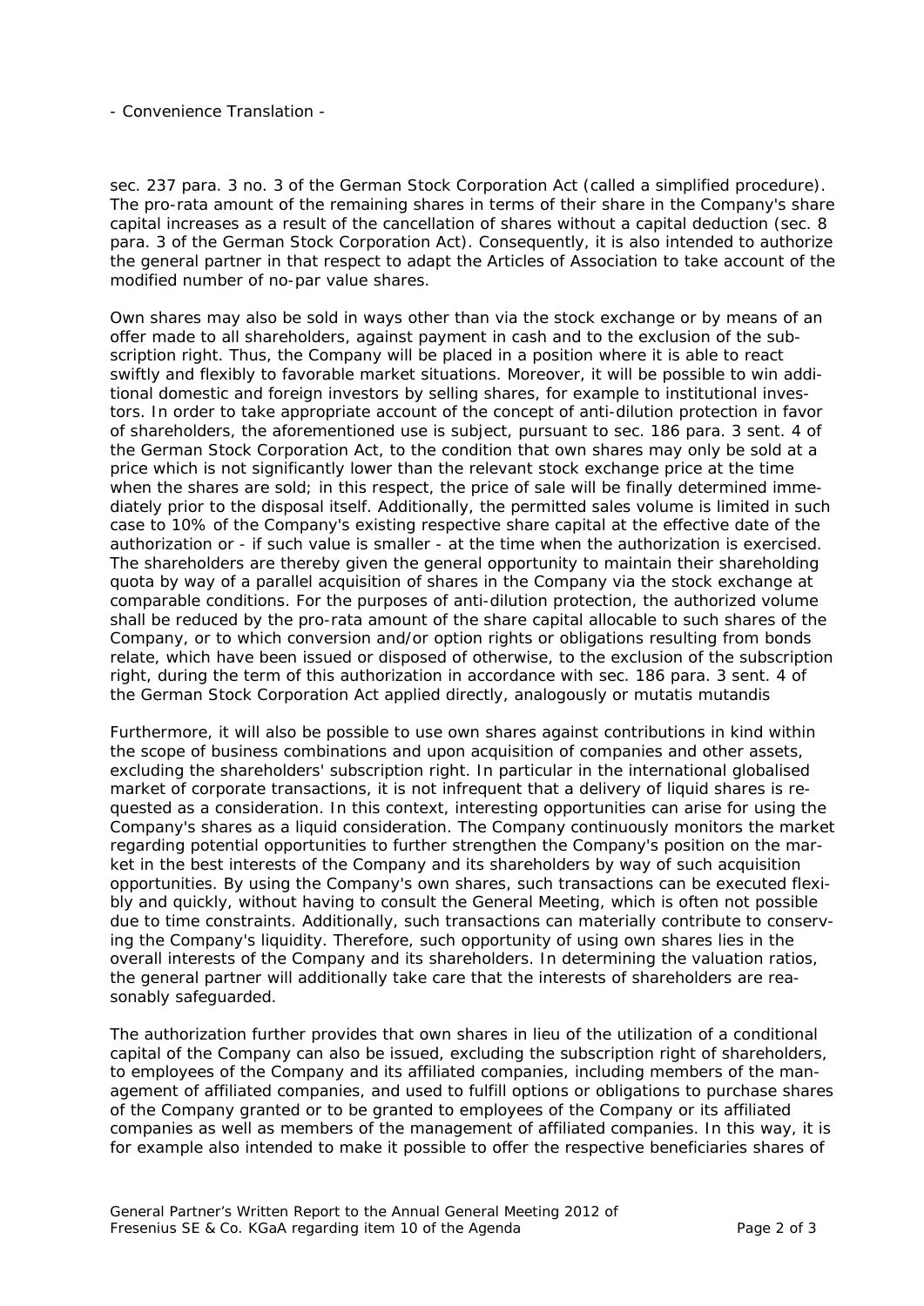- Convenience Translation -

sec. 237 para. 3 no. 3 of the German Stock Corporation Act (called a simplified procedure). The pro-rata amount of the remaining shares in terms of their share in the Company's share capital increases as a result of the cancellation of shares without a capital deduction (sec. 8 para. 3 of the German Stock Corporation Act). Consequently, it is also intended to authorize the general partner in that respect to adapt the Articles of Association to take account of the modified number of no-par value shares.

Own shares may also be sold in ways other than via the stock exchange or by means of an offer made to all shareholders, against payment in cash and to the exclusion of the subscription right. Thus, the Company will be placed in a position where it is able to react swiftly and flexibly to favorable market situations. Moreover, it will be possible to win additional domestic and foreign investors by selling shares, for example to institutional investors. In order to take appropriate account of the concept of anti-dilution protection in favor of shareholders, the aforementioned use is subject, pursuant to sec. 186 para. 3 sent. 4 of the German Stock Corporation Act, to the condition that own shares may only be sold at a price which is not significantly lower than the relevant stock exchange price at the time when the shares are sold; in this respect, the price of sale will be finally determined immediately prior to the disposal itself. Additionally, the permitted sales volume is limited in such case to 10% of the Company's existing respective share capital at the effective date of the authorization or - if such value is smaller - at the time when the authorization is exercised. The shareholders are thereby given the general opportunity to maintain their shareholding quota by way of a parallel acquisition of shares in the Company via the stock exchange at comparable conditions. For the purposes of anti-dilution protection, the authorized volume shall be reduced by the pro-rata amount of the share capital allocable to such shares of the Company, or to which conversion and/or option rights or obligations resulting from bonds relate, which have been issued or disposed of otherwise, to the exclusion of the subscription right, during the term of this authorization in accordance with sec. 186 para. 3 sent. 4 of the German Stock Corporation Act applied directly, analogously or mutatis mutandis

Furthermore, it will also be possible to use own shares against contributions in kind within the scope of business combinations and upon acquisition of companies and other assets, excluding the shareholders' subscription right. In particular in the international globalised market of corporate transactions, it is not infrequent that a delivery of liquid shares is requested as a consideration. In this context, interesting opportunities can arise for using the Company's shares as a liquid consideration. The Company continuously monitors the market regarding potential opportunities to further strengthen the Company's position on the market in the best interests of the Company and its shareholders by way of such acquisition opportunities. By using the Company's own shares, such transactions can be executed flexibly and quickly, without having to consult the General Meeting, which is often not possible due to time constraints. Additionally, such transactions can materially contribute to conserving the Company's liquidity. Therefore, such opportunity of using own shares lies in the overall interests of the Company and its shareholders. In determining the valuation ratios, the general partner will additionally take care that the interests of shareholders are reasonably safeguarded.

The authorization further provides that own shares in lieu of the utilization of a conditional capital of the Company can also be issued, excluding the subscription right of shareholders, to employees of the Company and its affiliated companies, including members of the management of affiliated companies, and used to fulfill options or obligations to purchase shares of the Company granted or to be granted to employees of the Company or its affiliated companies as well as members of the management of affiliated companies. In this way, it is for example also intended to make it possible to offer the respective beneficiaries shares of

General Partner's Written Report to the Annual General Meeting 2012 of Fresenius SE & Co. KGaA regarding item 10 of the Agenda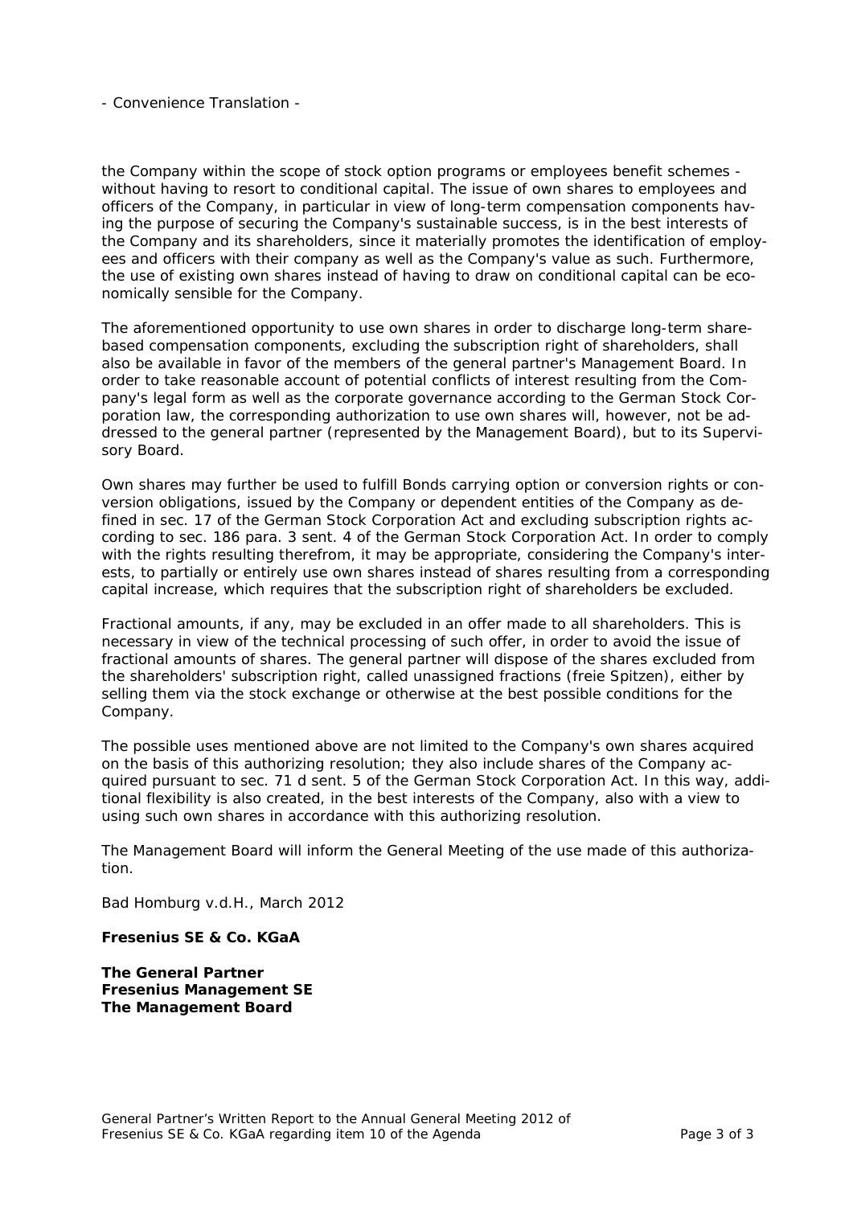- Convenience Translation -

the Company within the scope of stock option programs or employees benefit schemes - without having to resort to conditional capital. The issue of own shares to employees and officers of the Company, in particular in view of long-term compensation components having the purpose of securing the Company's sustainable success, is in the best interests of the Company and its shareholders, since it materially promotes the identification of employees and officers with their company as well as the Company's value as such. Furthermore, the use of existing own shares instead of having to draw on conditional capital can be economically sensible for the Company.

The aforementioned opportunity to use own shares in order to discharge long-term share-based compensation components, excluding the subscription right of shareholders, shall also be available in favor of the members of the general partner's Management Board. In order to take reasonable account of potential conflicts of interest resulting from the Company's legal form as well as the corporate governance according to the German Stock Corporation law, the corresponding authorization to use own shares will, however, not be addressed to the general partner (represented by the Management Board), but to its Supervisory Board.

Own shares may further be used to fulfill Bonds carrying option or conversion rights or conversion obligations, issued by the Company or dependent entities of the Company as defined in sec. 17 of the German Stock Corporation Act and excluding subscription rights according to sec. 186 para. 3 sent. 4 of the German Stock Corporation Act. In order to comply with the rights resulting therefrom, it may be appropriate, considering the Company's interests, to partially or entirely use own shares instead of shares resulting from a corresponding capital increase, which requires that the subscription right of shareholders be excluded.

Fractional amounts, if any, may be excluded in an offer made to all shareholders. This is necessary in view of the technical processing of such offer, in order to avoid the issue of fractional amounts of shares. The general partner will dispose of the shares excluded from the shareholders' subscription right, called unassigned fractions (freie Spitzen), either by selling them via the stock exchange or otherwise at the best possible conditions for the Company.

The possible uses mentioned above are not limited to the Company's own shares acquired on the basis of this authorizing resolution; they also include shares of the Company acquired pursuant to sec. 71 d sent. 5 of the German Stock Corporation Act. In this way, additional flexibility is also created, in the best interests of the Company, also with a view to using such own shares in accordance with this authorizing resolution.

The Management Board will inform the General Meeting of the use made of this authorization.

Bad Homburg v.d.H., March 2012

**Fresenius SE & Co. KGaA**

**The General Partner**
**Fresenius Management SE**
**The Management Board**